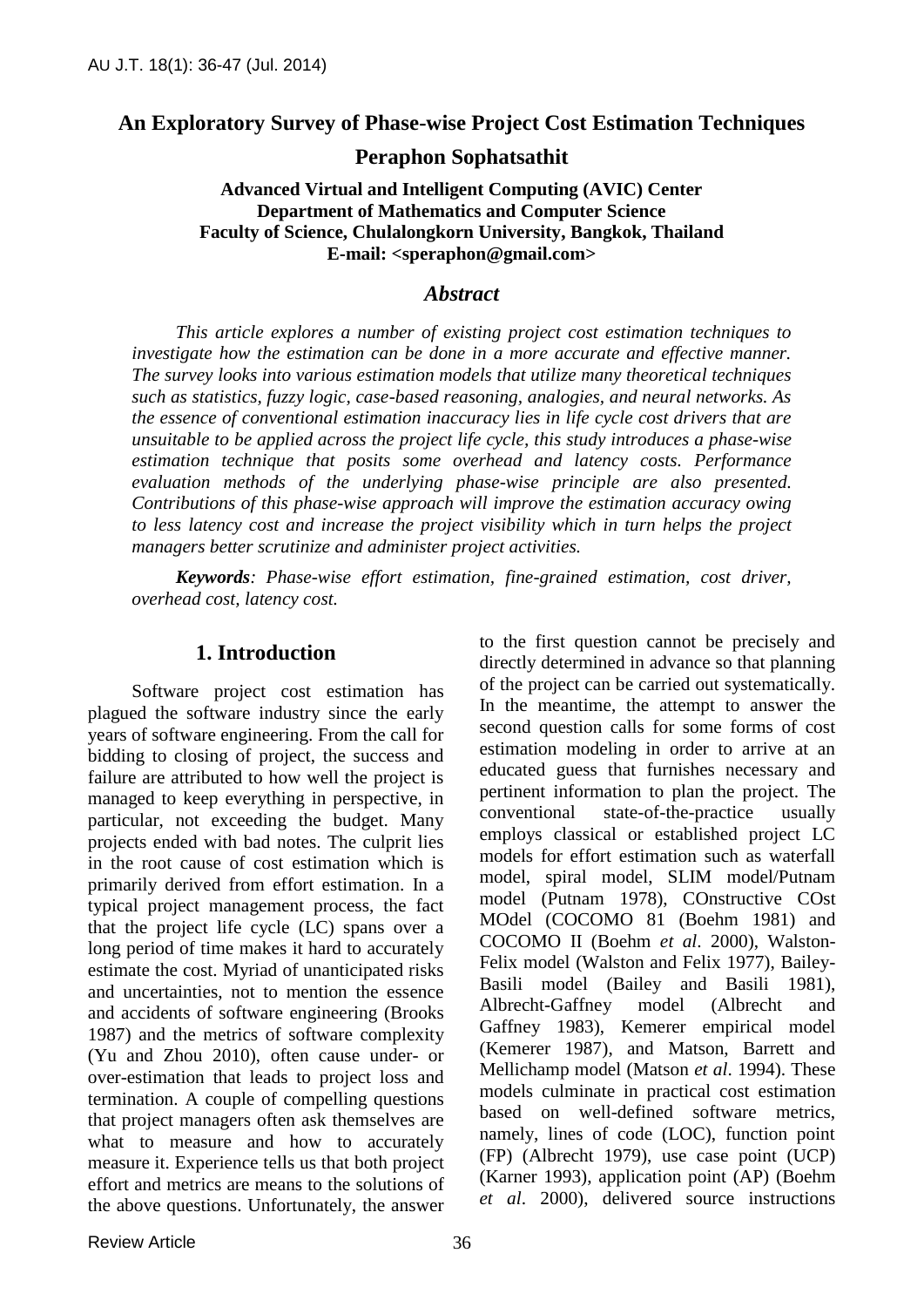# An Exploratory Survey of Phase-wise Project Cost Estimation Techniques

**Peraphon Sophatsathit**

**Advanced Virtual and Intelligent Computing (AVIC) Center**
**Department of Mathematics and Computer Science**
**Faculty of Science, Chulalongkorn University, Bangkok, Thailand**
**E-mail: <speraphon@gmail.com>**

## *Abstract*

*This article explores a number of existing project cost estimation techniques to investigate how the estimation can be done in a more accurate and effective manner. The survey looks into various estimation models that utilize many theoretical techniques such as statistics, fuzzy logic, case-based reasoning, analogies, and neural networks. As the essence of conventional estimation inaccuracy lies in life cycle cost drivers that are unsuitable to be applied across the project life cycle, this study introduces a phase-wise estimation technique that posits some overhead and latency costs. Performance evaluation methods of the underlying phase-wise principle are also presented. Contributions of this phase-wise approach will improve the estimation accuracy owing to less latency cost and increase the project visibility which in turn helps the project managers better scrutinize and administer project activities.*

***Keywords****: Phase-wise effort estimation, fine-grained estimation, cost driver, overhead cost, latency cost.*

## 1. Introduction

Software project cost estimation has plagued the software industry since the early years of software engineering. From the call for bidding to closing of project, the success and failure are attributed to how well the project is managed to keep everything in perspective, in particular, not exceeding the budget. Many projects ended with bad notes. The culprit lies in the root cause of cost estimation which is primarily derived from effort estimation. In a typical project management process, the fact that the project life cycle (LC) spans over a long period of time makes it hard to accurately estimate the cost. Myriad of unanticipated risks and uncertainties, not to mention the essence and accidents of software engineering (Brooks 1987) and the metrics of software complexity (Yu and Zhou 2010), often cause under- or over-estimation that leads to project loss and termination. A couple of compelling questions that project managers often ask themselves are what to measure and how to accurately measure it. Experience tells us that both project effort and metrics are means to the solutions of the above questions. Unfortunately, the answer to the first question cannot be precisely and directly determined in advance so that planning of the project can be carried out systematically. In the meantime, the attempt to answer the second question calls for some forms of cost estimation modeling in order to arrive at an educated guess that furnishes necessary and pertinent information to plan the project. The conventional state-of-the-practice usually employs classical or established project LC models for effort estimation such as waterfall model, spiral model, SLIM model/Putnam model (Putnam 1978), COnstructive COst MOdel (COCOMO 81 (Boehm 1981) and COCOMO II (Boehm *et al*. 2000), Walston-Felix model (Walston and Felix 1977), Bailey-Basili model (Bailey and Basili 1981), Albrecht-Gaffney model (Albrecht and Gaffney 1983), Kemerer empirical model (Kemerer 1987), and Matson, Barrett and Mellichamp model (Matson *et al*. 1994). These models culminate in practical cost estimation based on well-defined software metrics, namely, lines of code (LOC), function point (FP) (Albrecht 1979), use case point (UCP) (Karner 1993), application point (AP) (Boehm *et al*. 2000), delivered source instructions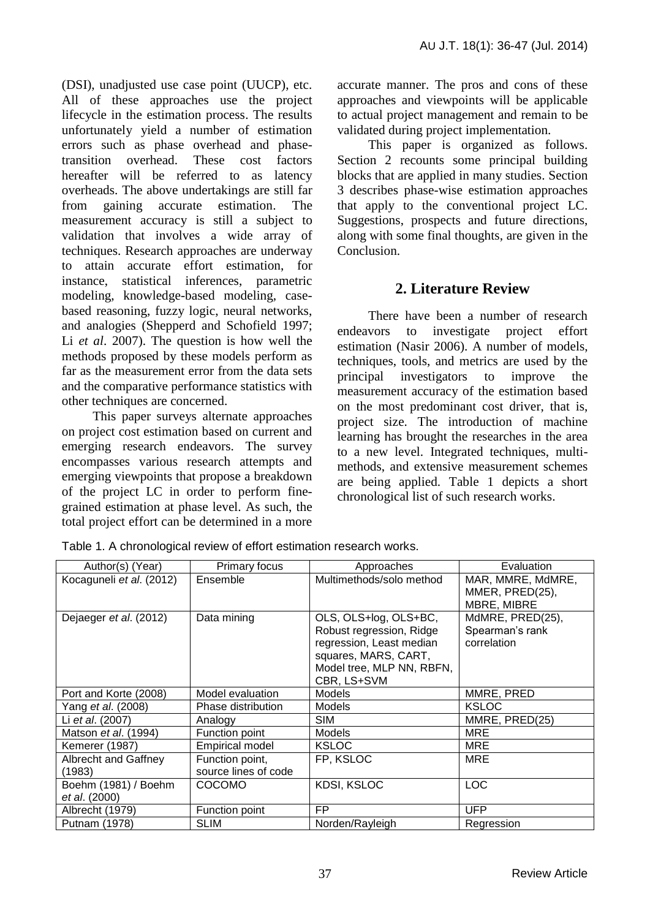(DSI), unadjusted use case point (UUCP), etc. All of these approaches use the project lifecycle in the estimation process. The results unfortunately yield a number of estimation errors such as phase overhead and phase-transition overhead. These cost factors hereafter will be referred to as latency overheads. The above undertakings are still far from gaining accurate estimation. The measurement accuracy is still a subject to validation that involves a wide array of techniques. Research approaches are underway to attain accurate effort estimation, for instance, statistical inferences, parametric modeling, knowledge-based modeling, case-based reasoning, fuzzy logic, neural networks, and analogies (Shepperd and Schofield 1997; Li *et al*. 2007). The question is how well the methods proposed by these models perform as far as the measurement error from the data sets and the comparative performance statistics with other techniques are concerned.

This paper surveys alternate approaches on project cost estimation based on current and emerging research endeavors. The survey encompasses various research attempts and emerging viewpoints that propose a breakdown of the project LC in order to perform fine-grained estimation at phase level. As such, the total project effort can be determined in a more accurate manner. The pros and cons of these approaches and viewpoints will be applicable to actual project management and remain to be validated during project implementation.

This paper is organized as follows. Section 2 recounts some principal building blocks that are applied in many studies. Section 3 describes phase-wise estimation approaches that apply to the conventional project LC. Suggestions, prospects and future directions, along with some final thoughts, are given in the Conclusion.

## 2. Literature Review

There have been a number of research endeavors to investigate project effort estimation (Nasir 2006). A number of models, techniques, tools, and metrics are used by the principal investigators to improve the measurement accuracy of the estimation based on the most predominant cost driver, that is, project size. The introduction of machine learning has brought the researches in the area to a new level. Integrated techniques, multi-methods, and extensive measurement schemes are being applied. Table 1 depicts a short chronological list of such research works.

Table 1. A chronological review of effort estimation research works.

| Author(s) (Year) | Primary focus | Approaches | Evaluation |
|---|---|---|---|
| Kocaguneli *et al*. (2012) | Ensemble | Multimethods/solo method | MAR, MMRE, MdMRE, MMER, PRED(25), MBRE, MIBRE |
| Dejaeger *et al*. (2012) | Data mining | OLS, OLS+log, OLS+BC, Robust regression, Ridge regression, Least median squares, MARS, CART, Model tree, MLP NN, RBFN, CBR, LS+SVM | MdMRE, PRED(25), Spearman's rank correlation |
| Port and Korte (2008) | Model evaluation | Models | MMRE, PRED |
| Yang *et al*. (2008) | Phase distribution | Models | KSLOC |
| Li *et al*. (2007) | Analogy | SIM | MMRE, PRED(25) |
| Matson *et al*. (1994) | Function point | Models | MRE |
| Kemerer (1987) | Empirical model | KSLOC | MRE |
| Albrecht and Gaffney (1983) | Function point, source lines of code | FP, KSLOC | MRE |
| Boehm (1981) / Boehm *et al*. (2000) | COCOMO | KDSI, KSLOC | LOC |
| Albrecht (1979) | Function point | FP | UFP |
| Putnam (1978) | SLIM | Norden/Rayleigh | Regression |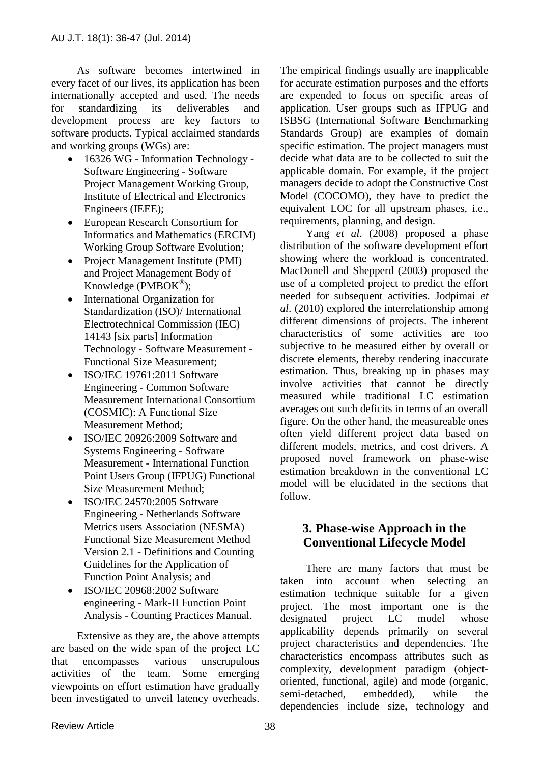As software becomes intertwined in every facet of our lives, its application has been internationally accepted and used. The needs for standardizing its deliverables and development process are key factors to software products. Typical acclaimed standards and working groups (WGs) are:

- 16326 WG - Information Technology - Software Engineering - Software Project Management Working Group, Institute of Electrical and Electronics Engineers (IEEE);
- European Research Consortium for Informatics and Mathematics (ERCIM) Working Group Software Evolution;
- Project Management Institute (PMI) and Project Management Body of Knowledge (PMBOK®);
- International Organization for Standardization (ISO)/ International Electrotechnical Commission (IEC) 14143 [six parts] Information Technology - Software Measurement - Functional Size Measurement;
- ISO/IEC 19761:2011 Software Engineering - Common Software Measurement International Consortium (COSMIC): A Functional Size Measurement Method;
- ISO/IEC 20926:2009 Software and Systems Engineering - Software Measurement - International Function Point Users Group (IFPUG) Functional Size Measurement Method;
- ISO/IEC 24570:2005 Software Engineering - Netherlands Software Metrics users Association (NESMA) Functional Size Measurement Method Version 2.1 - Definitions and Counting Guidelines for the Application of Function Point Analysis; and
- ISO/IEC 20968:2002 Software engineering - Mark-II Function Point Analysis - Counting Practices Manual.

Extensive as they are, the above attempts are based on the wide span of the project LC that encompasses various unscrupulous activities of the team. Some emerging viewpoints on effort estimation have gradually been investigated to unveil latency overheads. The empirical findings usually are inapplicable for accurate estimation purposes and the efforts are expended to focus on specific areas of application. User groups such as IFPUG and ISBSG (International Software Benchmarking Standards Group) are examples of domain specific estimation. The project managers must decide what data are to be collected to suit the applicable domain. For example, if the project managers decide to adopt the Constructive Cost Model (COCOMO), they have to predict the equivalent LOC for all upstream phases, i.e., requirements, planning, and design.

Yang *et al*. (2008) proposed a phase distribution of the software development effort showing where the workload is concentrated. MacDonell and Shepperd (2003) proposed the use of a completed project to predict the effort needed for subsequent activities. Jodpimai *et al*. (2010) explored the interrelationship among different dimensions of projects. The inherent characteristics of some activities are too subjective to be measured either by overall or discrete elements, thereby rendering inaccurate estimation. Thus, breaking up in phases may involve activities that cannot be directly measured while traditional LC estimation averages out such deficits in terms of an overall figure. On the other hand, the measureable ones often yield different project data based on different models, metrics, and cost drivers. A proposed novel framework on phase-wise estimation breakdown in the conventional LC model will be elucidated in the sections that follow.

## 3. Phase-wise Approach in the Conventional Lifecycle Model

There are many factors that must be taken into account when selecting an estimation technique suitable for a given project. The most important one is the designated project LC model whose applicability depends primarily on several project characteristics and dependencies. The characteristics encompass attributes such as complexity, development paradigm (object-oriented, functional, agile) and mode (organic, semi-detached, embedded), while the dependencies include size, technology and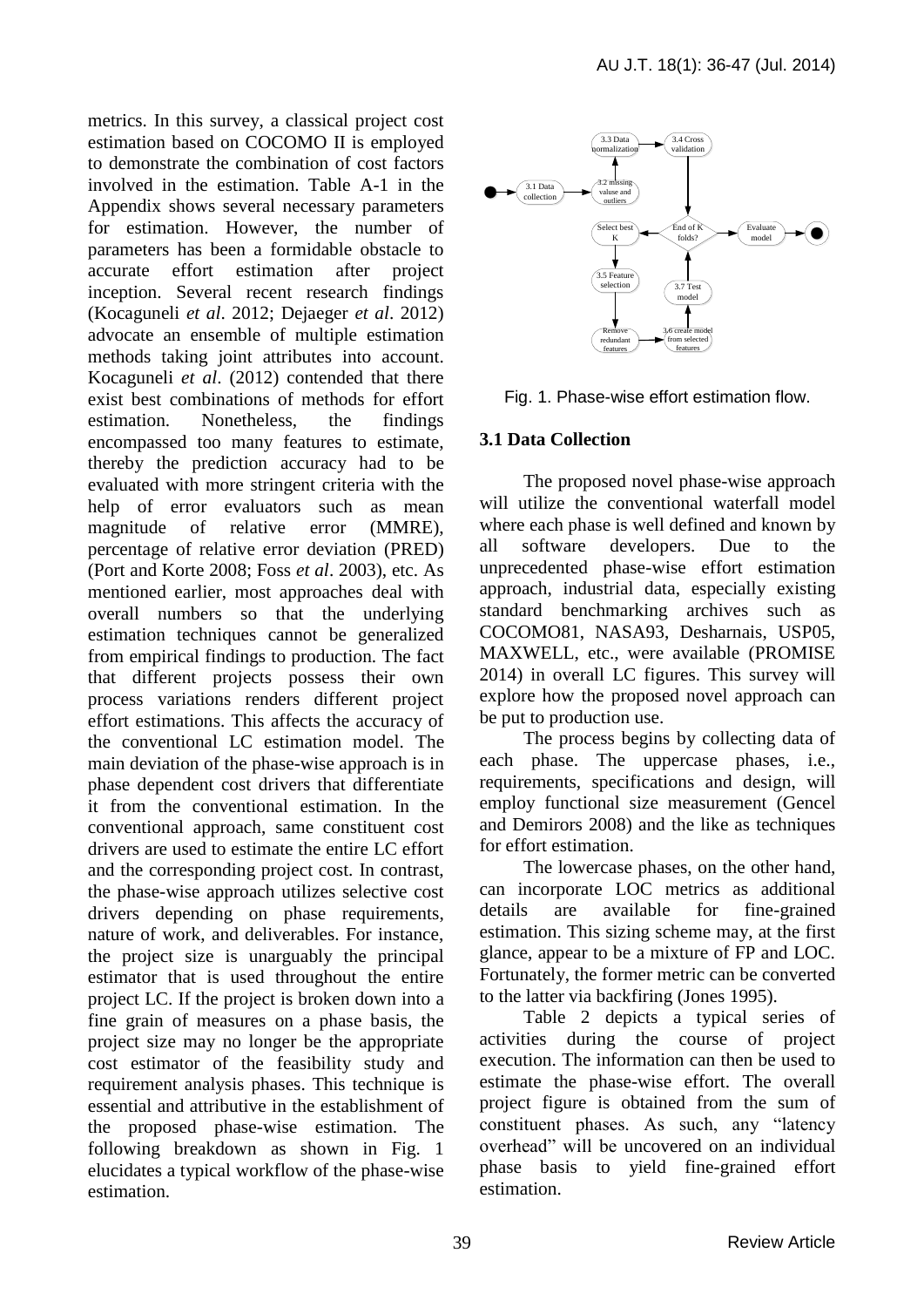metrics. In this survey, a classical project cost estimation based on COCOMO II is employed to demonstrate the combination of cost factors involved in the estimation. Table A-1 in the Appendix shows several necessary parameters for estimation. However, the number of parameters has been a formidable obstacle to accurate effort estimation after project inception. Several recent research findings (Kocaguneli *et al*. 2012; Dejaeger *et al*. 2012) advocate an ensemble of multiple estimation methods taking joint attributes into account. Kocaguneli *et al*. (2012) contended that there exist best combinations of methods for effort estimation. Nonetheless, the findings encompassed too many features to estimate, thereby the prediction accuracy had to be evaluated with more stringent criteria with the help of error evaluators such as mean magnitude of relative error (MMRE), percentage of relative error deviation (PRED) (Port and Korte 2008; Foss *et al*. 2003), etc. As mentioned earlier, most approaches deal with overall numbers so that the underlying estimation techniques cannot be generalized from empirical findings to production. The fact that different projects possess their own process variations renders different project effort estimations. This affects the accuracy of the conventional LC estimation model. The main deviation of the phase-wise approach is in phase dependent cost drivers that differentiate it from the conventional estimation. In the conventional approach, same constituent cost drivers are used to estimate the entire LC effort and the corresponding project cost. In contrast, the phase-wise approach utilizes selective cost drivers depending on phase requirements, nature of work, and deliverables. For instance, the project size is unarguably the principal estimator that is used throughout the entire project LC. If the project is broken down into a fine grain of measures on a phase basis, the project size may no longer be the appropriate cost estimator of the feasibility study and requirement analysis phases. This technique is essential and attributive in the establishment of the proposed phase-wise estimation. The following breakdown as shown in Fig. 1 elucidates a typical workflow of the phase-wise estimation.

Fig. 1. Phase-wise effort estimation flow.

### 3.1 Data Collection

The proposed novel phase-wise approach will utilize the conventional waterfall model where each phase is well defined and known by all software developers. Due to the unprecedented phase-wise effort estimation approach, industrial data, especially existing standard benchmarking archives such as COCOMO81, NASA93, Desharnais, USP05, MAXWELL, etc., were available (PROMISE 2014) in overall LC figures. This survey will explore how the proposed novel approach can be put to production use.

The process begins by collecting data of each phase. The uppercase phases, i.e., requirements, specifications and design, will employ functional size measurement (Gencel and Demirors 2008) and the like as techniques for effort estimation.

The lowercase phases, on the other hand, can incorporate LOC metrics as additional details are available for fine-grained estimation. This sizing scheme may, at the first glance, appear to be a mixture of FP and LOC. Fortunately, the former metric can be converted to the latter via backfiring (Jones 1995).

Table 2 depicts a typical series of activities during the course of project execution. The information can then be used to estimate the phase-wise effort. The overall project figure is obtained from the sum of constituent phases. As such, any "latency overhead" will be uncovered on an individual phase basis to yield fine-grained effort estimation.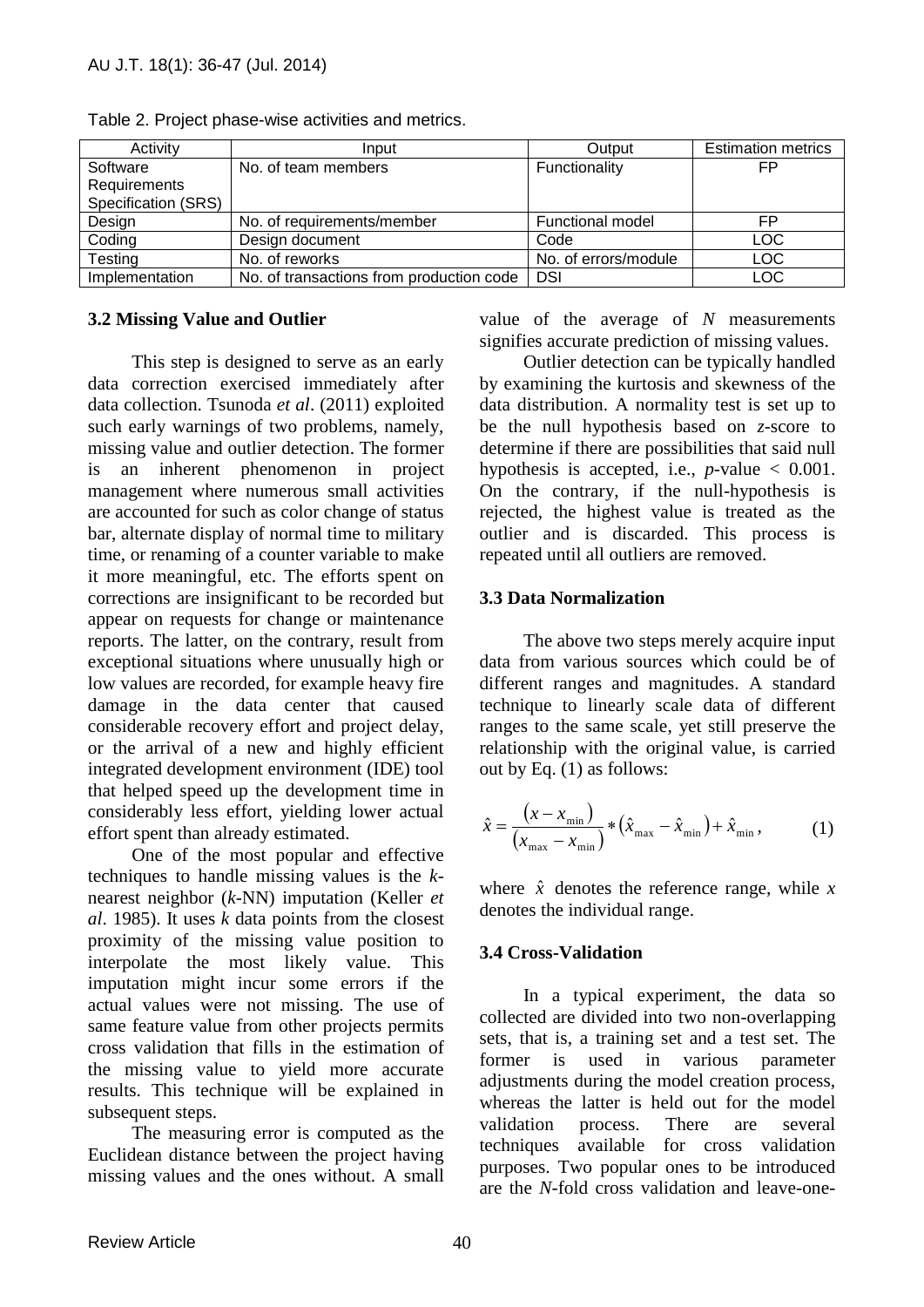Table 2. Project phase-wise activities and metrics.

| Activity | Input | Output | Estimation metrics |
|---|---|---|---|
| Software Requirements Specification (SRS) | No. of team members | Functionality | FP |
| Design | No. of requirements/member | Functional model | FP |
| Coding | Design document | Code | LOC |
| Testing | No. of reworks | No. of errors/module | LOC |
| Implementation | No. of transactions from production code | DSI | LOC |

### 3.2 Missing Value and Outlier

This step is designed to serve as an early data correction exercised immediately after data collection. Tsunoda *et al*. (2011) exploited such early warnings of two problems, namely, missing value and outlier detection. The former is an inherent phenomenon in project management where numerous small activities are accounted for such as color change of status bar, alternate display of normal time to military time, or renaming of a counter variable to make it more meaningful, etc. The efforts spent on corrections are insignificant to be recorded but appear on requests for change or maintenance reports. The latter, on the contrary, result from exceptional situations where unusually high or low values are recorded, for example heavy fire damage in the data center that caused considerable recovery effort and project delay, or the arrival of a new and highly efficient integrated development environment (IDE) tool that helped speed up the development time in considerably less effort, yielding lower actual effort spent than already estimated.

One of the most popular and effective techniques to handle missing values is the *k*-nearest neighbor (*k*-NN) imputation (Keller *et al*. 1985). It uses *k* data points from the closest proximity of the missing value position to interpolate the most likely value. This imputation might incur some errors if the actual values were not missing. The use of same feature value from other projects permits cross validation that fills in the estimation of the missing value to yield more accurate results. This technique will be explained in subsequent steps.

The measuring error is computed as the Euclidean distance between the project having missing values and the ones without. A small value of the average of *N* measurements signifies accurate prediction of missing values.

Outlier detection can be typically handled by examining the kurtosis and skewness of the data distribution. A normality test is set up to be the null hypothesis based on *z*-score to determine if there are possibilities that said null hypothesis is accepted, i.e., $p$-value $< 0.001$. On the contrary, if the null-hypothesis is rejected, the highest value is treated as the outlier and is discarded. This process is repeated until all outliers are removed.

### 3.3 Data Normalization

The above two steps merely acquire input data from various sources which could be of different ranges and magnitudes. A standard technique to linearly scale data of different ranges to the same scale, yet still preserve the relationship with the original value, is carried out by Eq. (1) as follows:

$$\hat{x} = \frac{\left(x - x_{\min}\right)}{\left(x_{\max} - x_{\min}\right)} * \left(\hat{x}_{\max} - \hat{x}_{\min}\right) + \hat{x}_{\min}, \qquad (1)$$

where $\hat{x}$ denotes the reference range, while $x$ denotes the individual range.

### 3.4 Cross-Validation

In a typical experiment, the data so collected are divided into two non-overlapping sets, that is, a training set and a test set. The former is used in various parameter adjustments during the model creation process, whereas the latter is held out for the model validation process. There are several techniques available for cross validation purposes. Two popular ones to be introduced are the *N*-fold cross validation and leave-one-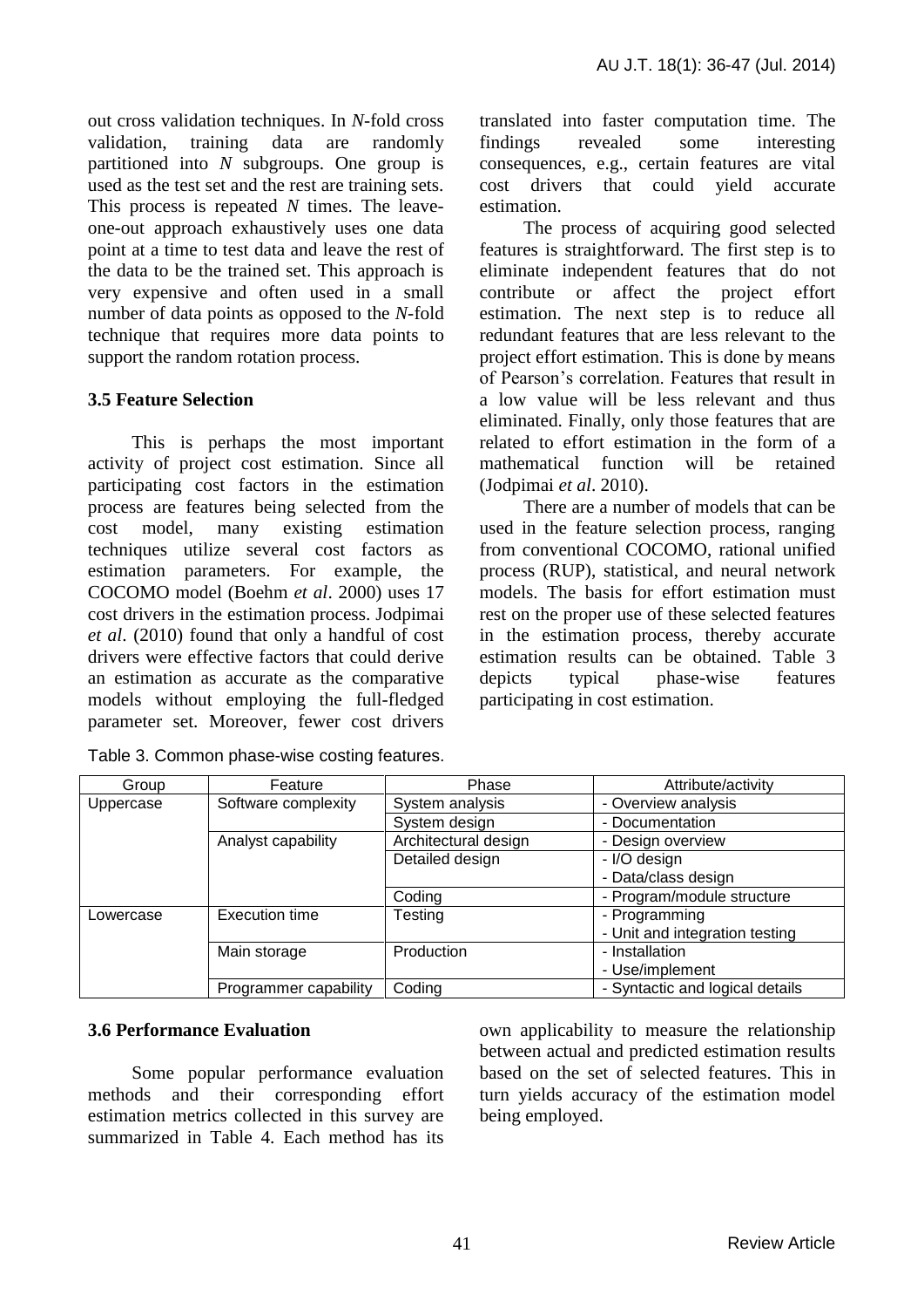out cross validation techniques. In *N*-fold cross validation, training data are randomly partitioned into *N* subgroups. One group is used as the test set and the rest are training sets. This process is repeated *N* times. The leave-one-out approach exhaustively uses one data point at a time to test data and leave the rest of the data to be the trained set. This approach is very expensive and often used in a small number of data points as opposed to the *N*-fold technique that requires more data points to support the random rotation process.

### 3.5 Feature Selection

This is perhaps the most important activity of project cost estimation. Since all participating cost factors in the estimation process are features being selected from the cost model, many existing estimation techniques utilize several cost factors as estimation parameters. For example, the COCOMO model (Boehm *et al*. 2000) uses 17 cost drivers in the estimation process. Jodpimai *et al*. (2010) found that only a handful of cost drivers were effective factors that could derive an estimation as accurate as the comparative models without employing the full-fledged parameter set. Moreover, fewer cost drivers translated into faster computation time. The findings revealed some interesting consequences, e.g., certain features are vital cost drivers that could yield accurate estimation.

The process of acquiring good selected features is straightforward. The first step is to eliminate independent features that do not contribute or affect the project effort estimation. The next step is to reduce all redundant features that are less relevant to the project effort estimation. This is done by means of Pearson's correlation. Features that result in a low value will be less relevant and thus eliminated. Finally, only those features that are related to effort estimation in the form of a mathematical function will be retained (Jodpimai *et al*. 2010).

There are a number of models that can be used in the feature selection process, ranging from conventional COCOMO, rational unified process (RUP), statistical, and neural network models. The basis for effort estimation must rest on the proper use of these selected features in the estimation process, thereby accurate estimation results can be obtained. Table 3 depicts typical phase-wise features participating in cost estimation.

Table 3. Common phase-wise costing features.

| Group | Feature | Phase | Attribute/activity |
|---|---|---|---|
| Uppercase | Software complexity | System analysis | - Overview analysis |
| | | System design | - Documentation |
| | Analyst capability | Architectural design | - Design overview |
| | | Detailed design | - I/O design<br>- Data/class design |
| | | Coding | - Program/module structure |
| Lowercase | Execution time | Testing | - Programming<br>- Unit and integration testing |
| | Main storage | Production | - Installation<br>- Use/implement |
| | Programmer capability | Coding | - Syntactic and logical details |

### 3.6 Performance Evaluation

Some popular performance evaluation methods and their corresponding effort estimation metrics collected in this survey are summarized in Table 4. Each method has its own applicability to measure the relationship between actual and predicted estimation results based on the set of selected features. This in turn yields accuracy of the estimation model being employed.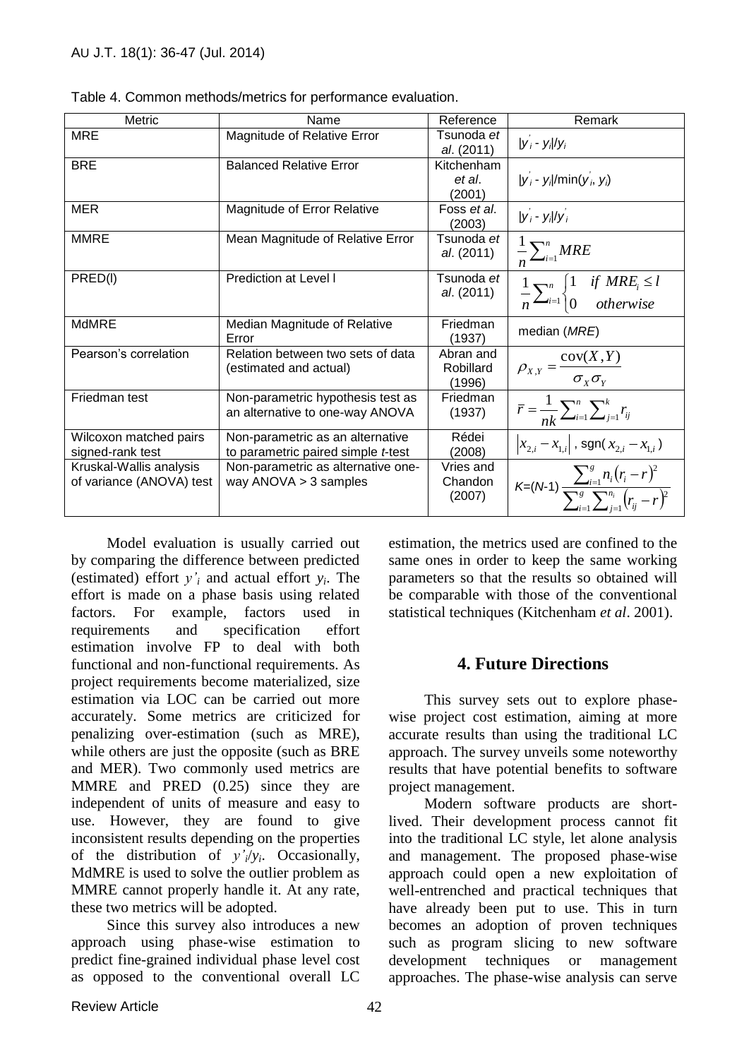Table 4. Common methods/metrics for performance evaluation.

| Metric | Name | Reference | Remark |
|---|---|---|---|
| MRE | Magnitude of Relative Error | Tsunoda *et al*. (2011) | $\lvert y'_i - y_i \rvert / y_i$ |
| BRE | Balanced Relative Error | Kitchenham *et al*. (2001) | $\lvert y'_i - y_i \rvert / \min(y'_i, y_i)$ |
| MER | Magnitude of Error Relative | Foss *et al*. (2003) | $\lvert y'_i - y_i \rvert / y'_i$ |
| MMRE | Mean Magnitude of Relative Error | Tsunoda *et al*. (2011) | $\frac{1}{n}\sum_{i=1}^{n} MRE$ |
| PRED(l) | Prediction at Level l | Tsunoda *et al*. (2011) | $\frac{1}{n}\sum_{i=1}^{n} \begin{cases} 1 & if\ MRE_i \le l \\ 0 & otherwise \end{cases}$ |
| MdMRE | Median Magnitude of Relative Error | Friedman (1937) | median (*MRE*) |
| Pearson's correlation | Relation between two sets of data (estimated and actual) | Abran and Robillard (1996) | $\rho_{X,Y} = \frac{\operatorname{cov}(X,Y)}{\sigma_X \sigma_Y}$ |
| Friedman test | Non-parametric hypothesis test as an alternative to one-way ANOVA | Friedman (1937) | $\bar{r} = \frac{1}{nk}\sum_{i=1}^{n}\sum_{j=1}^{k} r_{ij}$ |
| Wilcoxon matched pairs signed-rank test | Non-parametric as an alternative to parametric paired simple *t*-test | Rédei (2008) | $\lvert x_{2,i} - x_{1,i} \rvert$, $\operatorname{sgn}(x_{2,i} - x_{1,i})$ |
| Kruskal-Wallis analysis of variance (ANOVA) test | Non-parametric as alternative one-way ANOVA > 3 samples | Vries and Chandon (2007) | $K=(N-1)\frac{\sum_{i=1}^{g} n_i (r_i - r)^2}{\sum_{i=1}^{g}\sum_{j=1}^{n_i} (r_{ij} - r)^2}$ |

Model evaluation is usually carried out by comparing the difference between predicted (estimated) effort $y'_i$ and actual effort $y_i$. The effort is made on a phase basis using related factors. For example, factors used in requirements and specification effort estimation involve FP to deal with both functional and non-functional requirements. As project requirements become materialized, size estimation via LOC can be carried out more accurately. Some metrics are criticized for penalizing over-estimation (such as MRE), while others are just the opposite (such as BRE and MER). Two commonly used metrics are MMRE and PRED (0.25) since they are independent of units of measure and easy to use. However, they are found to give inconsistent results depending on the properties of the distribution of $y'_i/y_i$. Occasionally, MdMRE is used to solve the outlier problem as MMRE cannot properly handle it. At any rate, these two metrics will be adopted.

Since this survey also introduces a new approach using phase-wise estimation to predict fine-grained individual phase level cost as opposed to the conventional overall LC estimation, the metrics used are confined to the same ones in order to keep the same working parameters so that the results so obtained will be comparable with those of the conventional statistical techniques (Kitchenham *et al*. 2001).

## 4. Future Directions

This survey sets out to explore phase-wise project cost estimation, aiming at more accurate results than using the traditional LC approach. The survey unveils some noteworthy results that have potential benefits to software project management.

Modern software products are short-lived. Their development process cannot fit into the traditional LC style, let alone analysis and management. The proposed phase-wise approach could open a new exploitation of well-entrenched and practical techniques that have already been put to use. This in turn becomes an adoption of proven techniques such as program slicing to new software development techniques or management approaches. The phase-wise analysis can serve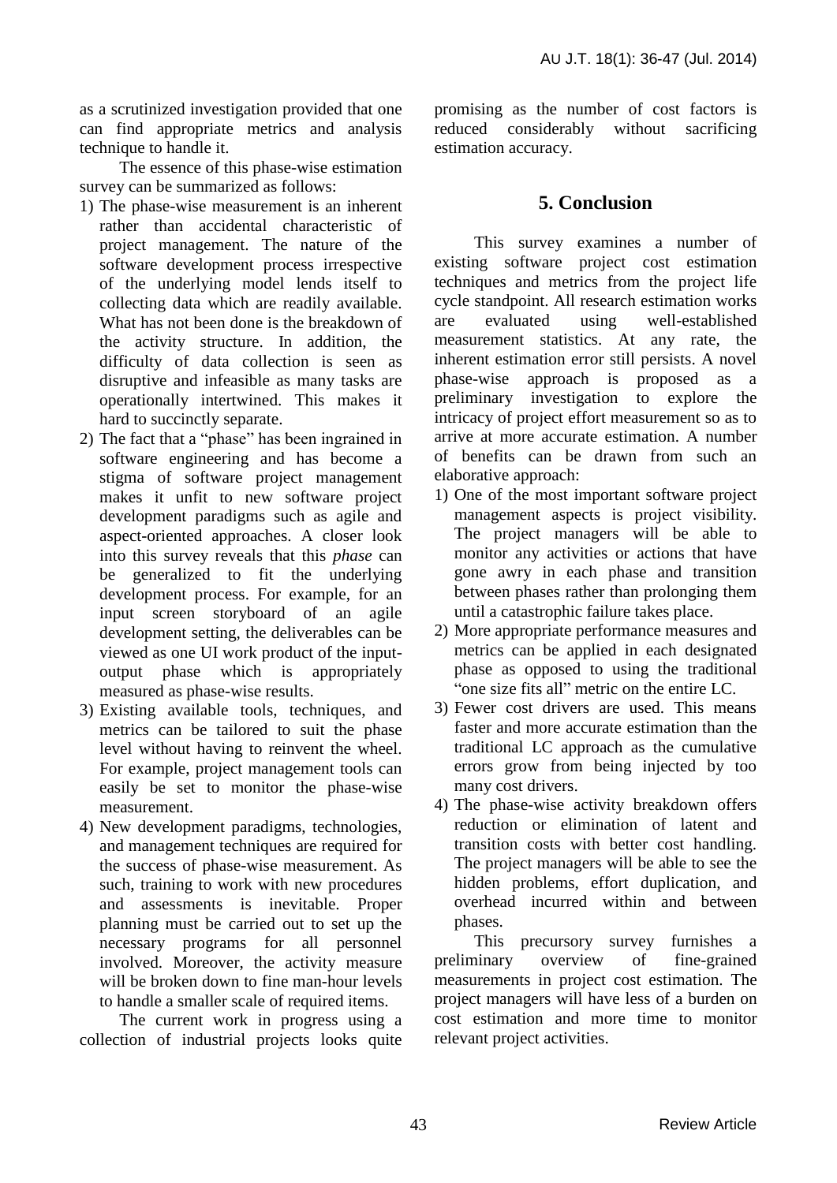as a scrutinized investigation provided that one can find appropriate metrics and analysis technique to handle it.

The essence of this phase-wise estimation survey can be summarized as follows:

1) The phase-wise measurement is an inherent rather than accidental characteristic of project management. The nature of the software development process irrespective of the underlying model lends itself to collecting data which are readily available. What has not been done is the breakdown of the activity structure. In addition, the difficulty of data collection is seen as disruptive and infeasible as many tasks are operationally intertwined. This makes it hard to succinctly separate.
2) The fact that a "phase" has been ingrained in software engineering and has become a stigma of software project management makes it unfit to new software project development paradigms such as agile and aspect-oriented approaches. A closer look into this survey reveals that this *phase* can be generalized to fit the underlying development process. For example, for an input screen storyboard of an agile development setting, the deliverables can be viewed as one UI work product of the input-output phase which is appropriately measured as phase-wise results.
3) Existing available tools, techniques, and metrics can be tailored to suit the phase level without having to reinvent the wheel. For example, project management tools can easily be set to monitor the phase-wise measurement.
4) New development paradigms, technologies, and management techniques are required for the success of phase-wise measurement. As such, training to work with new procedures and assessments is inevitable. Proper planning must be carried out to set up the necessary programs for all personnel involved. Moreover, the activity measure will be broken down to fine man-hour levels to handle a smaller scale of required items.

The current work in progress using a collection of industrial projects looks quite promising as the number of cost factors is reduced considerably without sacrificing estimation accuracy.

## 5. Conclusion

This survey examines a number of existing software project cost estimation techniques and metrics from the project life cycle standpoint. All research estimation works are evaluated using well-established measurement statistics. At any rate, the inherent estimation error still persists. A novel phase-wise approach is proposed as a preliminary investigation to explore the intricacy of project effort measurement so as to arrive at more accurate estimation. A number of benefits can be drawn from such an elaborative approach:

1) One of the most important software project management aspects is project visibility. The project managers will be able to monitor any activities or actions that have gone awry in each phase and transition between phases rather than prolonging them until a catastrophic failure takes place.
2) More appropriate performance measures and metrics can be applied in each designated phase as opposed to using the traditional "one size fits all" metric on the entire LC.
3) Fewer cost drivers are used. This means faster and more accurate estimation than the traditional LC approach as the cumulative errors grow from being injected by too many cost drivers.
4) The phase-wise activity breakdown offers reduction or elimination of latent and transition costs with better cost handling. The project managers will be able to see the hidden problems, effort duplication, and overhead incurred within and between phases.

This precursory survey furnishes a preliminary overview of fine-grained measurements in project cost estimation. The project managers will have less of a burden on cost estimation and more time to monitor relevant project activities.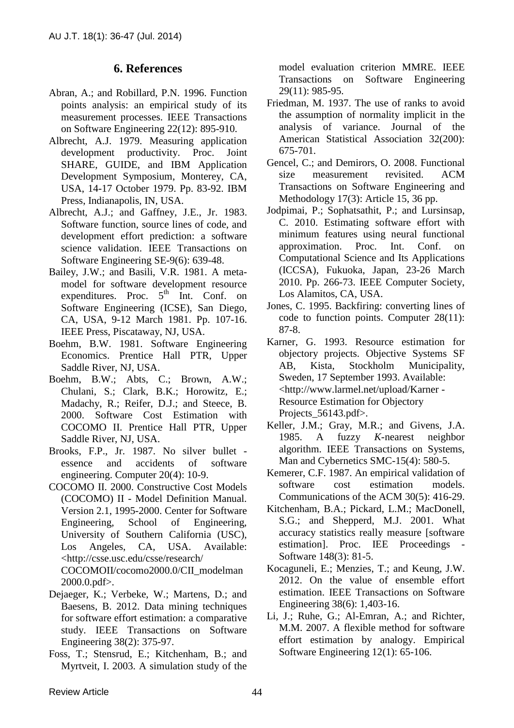## 6. References

Abran, A.; and Robillard, P.N. 1996. Function points analysis: an empirical study of its measurement processes. IEEE Transactions on Software Engineering 22(12): 895-910.

Albrecht, A.J. 1979. Measuring application development productivity. Proc. Joint SHARE, GUIDE, and IBM Application Development Symposium, Monterey, CA, USA, 14-17 October 1979. Pp. 83-92. IBM Press, Indianapolis, IN, USA.

Albrecht, A.J.; and Gaffney, J.E., Jr. 1983. Software function, source lines of code, and development effort prediction: a software science validation. IEEE Transactions on Software Engineering SE-9(6): 639-48.

Bailey, J.W.; and Basili, V.R. 1981. A meta-model for software development resource expenditures. Proc. 5th Int. Conf. on Software Engineering (ICSE), San Diego, CA, USA, 9-12 March 1981. Pp. 107-16. IEEE Press, Piscataway, NJ, USA.

Boehm, B.W. 1981. Software Engineering Economics. Prentice Hall PTR, Upper Saddle River, NJ, USA.

Boehm, B.W.; Abts, C.; Brown, A.W.; Chulani, S.; Clark, B.K.; Horowitz, E.; Madachy, R.; Reifer, D.J.; and Steece, B. 2000. Software Cost Estimation with COCOMO II. Prentice Hall PTR, Upper Saddle River, NJ, USA.

Brooks, F.P., Jr. 1987. No silver bullet - essence and accidents of software engineering. Computer 20(4): 10-9.

COCOMO II. 2000. Constructive Cost Models (COCOMO) II - Model Definition Manual. Version 2.1, 1995-2000. Center for Software Engineering, School of Engineering, University of Southern California (USC), Los Angeles, CA, USA. Available: <http://csse.usc.edu/csse/research/COCOMOII/cocomo2000.0/CII_modelman2000.0.pdf>.

Dejaeger, K.; Verbeke, W.; Martens, D.; and Baesens, B. 2012. Data mining techniques for software effort estimation: a comparative study. IEEE Transactions on Software Engineering 38(2): 375-97.

Foss, T.; Stensrud, E.; Kitchenham, B.; and Myrtveit, I. 2003. A simulation study of the model evaluation criterion MMRE. IEEE Transactions on Software Engineering 29(11): 985-95.

Friedman, M. 1937. The use of ranks to avoid the assumption of normality implicit in the analysis of variance. Journal of the American Statistical Association 32(200): 675-701.

Gencel, C.; and Demirors, O. 2008. Functional size measurement revisited. ACM Transactions on Software Engineering and Methodology 17(3): Article 15, 36 pp.

Jodpimai, P.; Sophatsathit, P.; and Lursinsap, C. 2010. Estimating software effort with minimum features using neural functional approximation. Proc. Int. Conf. on Computational Science and Its Applications (ICCSA), Fukuoka, Japan, 23-26 March 2010. Pp. 266-73. IEEE Computer Society, Los Alamitos, CA, USA.

Jones, C. 1995. Backfiring: converting lines of code to function points. Computer 28(11): 87-8.

Karner, G. 1993. Resource estimation for objectory projects. Objective Systems SF AB, Kista, Stockholm Municipality, Sweden, 17 September 1993. Available: <http://www.larmel.net/upload/Karner - Resource Estimation for Objectory Projects_56143.pdf>.

Keller, J.M.; Gray, M.R.; and Givens, J.A. 1985. A fuzzy *K*-nearest neighbor algorithm. IEEE Transactions on Systems, Man and Cybernetics SMC-15(4): 580-5.

Kemerer, C.F. 1987. An empirical validation of software cost estimation models. Communications of the ACM 30(5): 416-29.

Kitchenham, B.A.; Pickard, L.M.; MacDonell, S.G.; and Shepperd, M.J. 2001. What accuracy statistics really measure [software estimation]. Proc. IEE Proceedings - Software 148(3): 81-5.

Kocaguneli, E.; Menzies, T.; and Keung, J.W. 2012. On the value of ensemble effort estimation. IEEE Transactions on Software Engineering 38(6): 1,403-16.

Li, J.; Ruhe, G.; Al-Emran, A.; and Richter, M.M. 2007. A flexible method for software effort estimation by analogy. Empirical Software Engineering 12(1): 65-106.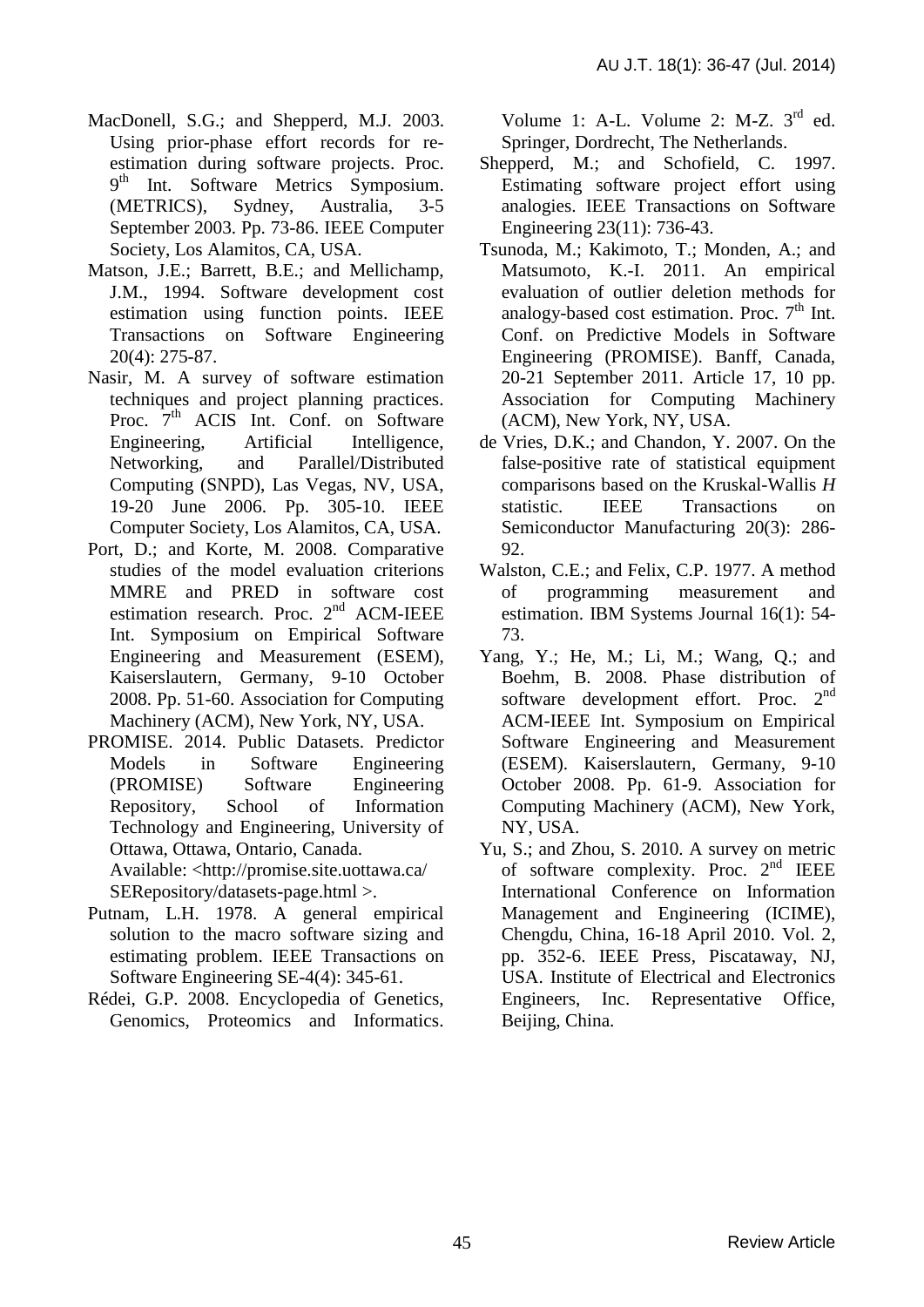MacDonell, S.G.; and Shepperd, M.J. 2003. Using prior-phase effort records for re-estimation during software projects. Proc. 9th Int. Software Metrics Symposium. (METRICS), Sydney, Australia, 3-5 September 2003. Pp. 73-86. IEEE Computer Society, Los Alamitos, CA, USA.

Matson, J.E.; Barrett, B.E.; and Mellichamp, J.M., 1994. Software development cost estimation using function points. IEEE Transactions on Software Engineering 20(4): 275-87.

Nasir, M. A survey of software estimation techniques and project planning practices. Proc. 7th ACIS Int. Conf. on Software Engineering, Artificial Intelligence, Networking, and Parallel/Distributed Computing (SNPD), Las Vegas, NV, USA, 19-20 June 2006. Pp. 305-10. IEEE Computer Society, Los Alamitos, CA, USA.

Port, D.; and Korte, M. 2008. Comparative studies of the model evaluation criterions MMRE and PRED in software cost estimation research. Proc. 2nd ACM-IEEE Int. Symposium on Empirical Software Engineering and Measurement (ESEM), Kaiserslautern, Germany, 9-10 October 2008. Pp. 51-60. Association for Computing Machinery (ACM), New York, NY, USA.

PROMISE. 2014. Public Datasets. Predictor Models in Software Engineering (PROMISE) Software Engineering Repository, School of Information Technology and Engineering, University of Ottawa, Ottawa, Ontario, Canada. Available: <http://promise.site.uottawa.ca/SERepository/datasets-page.html >.

Putnam, L.H. 1978. A general empirical solution to the macro software sizing and estimating problem. IEEE Transactions on Software Engineering SE-4(4): 345-61.

Rédei, G.P. 2008. Encyclopedia of Genetics, Genomics, Proteomics and Informatics. Volume 1: A-L. Volume 2: M-Z. 3rd ed. Springer, Dordrecht, The Netherlands.

Shepperd, M.; and Schofield, C. 1997. Estimating software project effort using analogies. IEEE Transactions on Software Engineering 23(11): 736-43.

Tsunoda, M.; Kakimoto, T.; Monden, A.; and Matsumoto, K.-I. 2011. An empirical evaluation of outlier deletion methods for analogy-based cost estimation. Proc. 7th Int. Conf. on Predictive Models in Software Engineering (PROMISE). Banff, Canada, 20-21 September 2011. Article 17, 10 pp. Association for Computing Machinery (ACM), New York, NY, USA.

de Vries, D.K.; and Chandon, Y. 2007. On the false-positive rate of statistical equipment comparisons based on the Kruskal-Wallis *H* statistic. IEEE Transactions on Semiconductor Manufacturing 20(3): 286-92.

Walston, C.E.; and Felix, C.P. 1977. A method of programming measurement and estimation. IBM Systems Journal 16(1): 54-73.

Yang, Y.; He, M.; Li, M.; Wang, Q.; and Boehm, B. 2008. Phase distribution of software development effort. Proc. 2nd ACM-IEEE Int. Symposium on Empirical Software Engineering and Measurement (ESEM). Kaiserslautern, Germany, 9-10 October 2008. Pp. 61-9. Association for Computing Machinery (ACM), New York, NY, USA.

Yu, S.; and Zhou, S. 2010. A survey on metric of software complexity. Proc. 2nd IEEE International Conference on Information Management and Engineering (ICIME), Chengdu, China, 16-18 April 2010. Vol. 2, pp. 352-6. IEEE Press, Piscataway, NJ, USA. Institute of Electrical and Electronics Engineers, Inc. Representative Office, Beijing, China.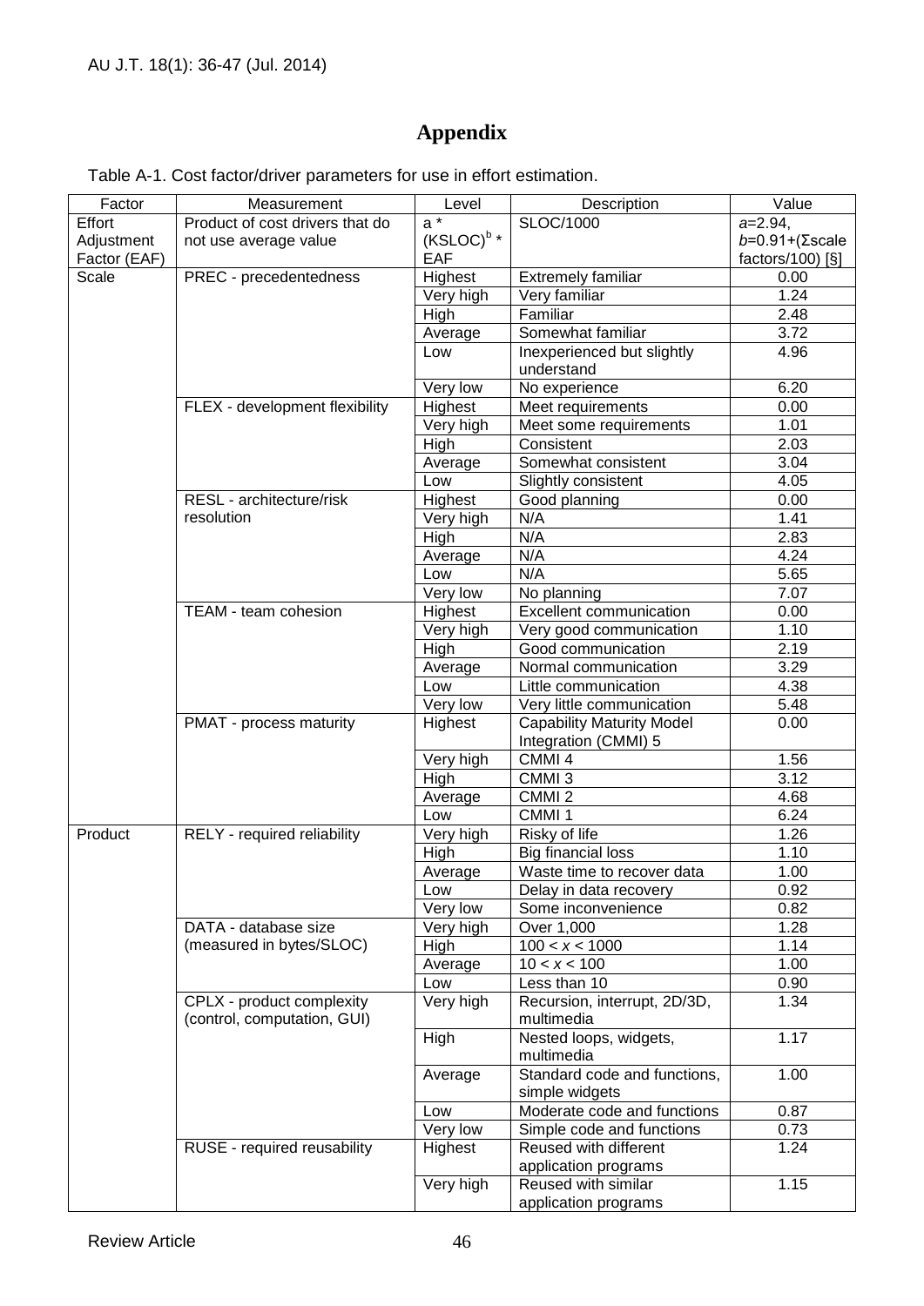# Appendix

Table A-1. Cost factor/driver parameters for use in effort estimation.

| Factor | Measurement | Level | Description | Value |
|---|---|---|---|---|
| Effort Adjustment Factor (EAF) | Product of cost drivers that do not use average value | a * $(KSLOC)^b$ * EAF | SLOC/1000 | $a$=2.94, $b$=0.91+(Σscale factors/100) [§] |
| Scale | PREC - precedentedness | Highest | Extremely familiar | 0.00 |
| | | Very high | Very familiar | 1.24 |
| | | High | Familiar | 2.48 |
| | | Average | Somewhat familiar | 3.72 |
| | | Low | Inexperienced but slightly understand | 4.96 |
| | | Very low | No experience | 6.20 |
| | FLEX - development flexibility | Highest | Meet requirements | 0.00 |
| | | Very high | Meet some requirements | 1.01 |
| | | High | Consistent | 2.03 |
| | | Average | Somewhat consistent | 3.04 |
| | | Low | Slightly consistent | 4.05 |
| | RESL - architecture/risk resolution | Highest | Good planning | 0.00 |
| | | Very high | N/A | 1.41 |
| | | High | N/A | 2.83 |
| | | Average | N/A | 4.24 |
| | | Low | N/A | 5.65 |
| | | Very low | No planning | 7.07 |
| | TEAM - team cohesion | Highest | Excellent communication | 0.00 |
| | | Very high | Very good communication | 1.10 |
| | | High | Good communication | 2.19 |
| | | Average | Normal communication | 3.29 |
| | | Low | Little communication | 4.38 |
| | | Very low | Very little communication | 5.48 |
| | PMAT - process maturity | Highest | Capability Maturity Model Integration (CMMI) 5 | 0.00 |
| | | Very high | CMMI 4 | 1.56 |
| | | High | CMMI 3 | 3.12 |
| | | Average | CMMI 2 | 4.68 |
| | | Low | CMMI 1 | 6.24 |
| Product | RELY - required reliability | Very high | Risky of life | 1.26 |
| | | High | Big financial loss | 1.10 |
| | | Average | Waste time to recover data | 1.00 |
| | | Low | Delay in data recovery | 0.92 |
| | | Very low | Some inconvenience | 0.82 |
| | DATA - database size (measured in bytes/SLOC) | Very high | Over 1,000 | 1.28 |
| | | High | $100 < x < 1000$ | 1.14 |
| | | Average | $10 < x < 100$ | 1.00 |
| | | Low | Less than 10 | 0.90 |
| | CPLX - product complexity (control, computation, GUI) | Very high | Recursion, interrupt, 2D/3D, multimedia | 1.34 |
| | | High | Nested loops, widgets, multimedia | 1.17 |
| | | Average | Standard code and functions, simple widgets | 1.00 |
| | | Low | Moderate code and functions | 0.87 |
| | | Very low | Simple code and functions | 0.73 |
| | RUSE - required reusability | Highest | Reused with different application programs | 1.24 |
| | | Very high | Reused with similar application programs | 1.15 |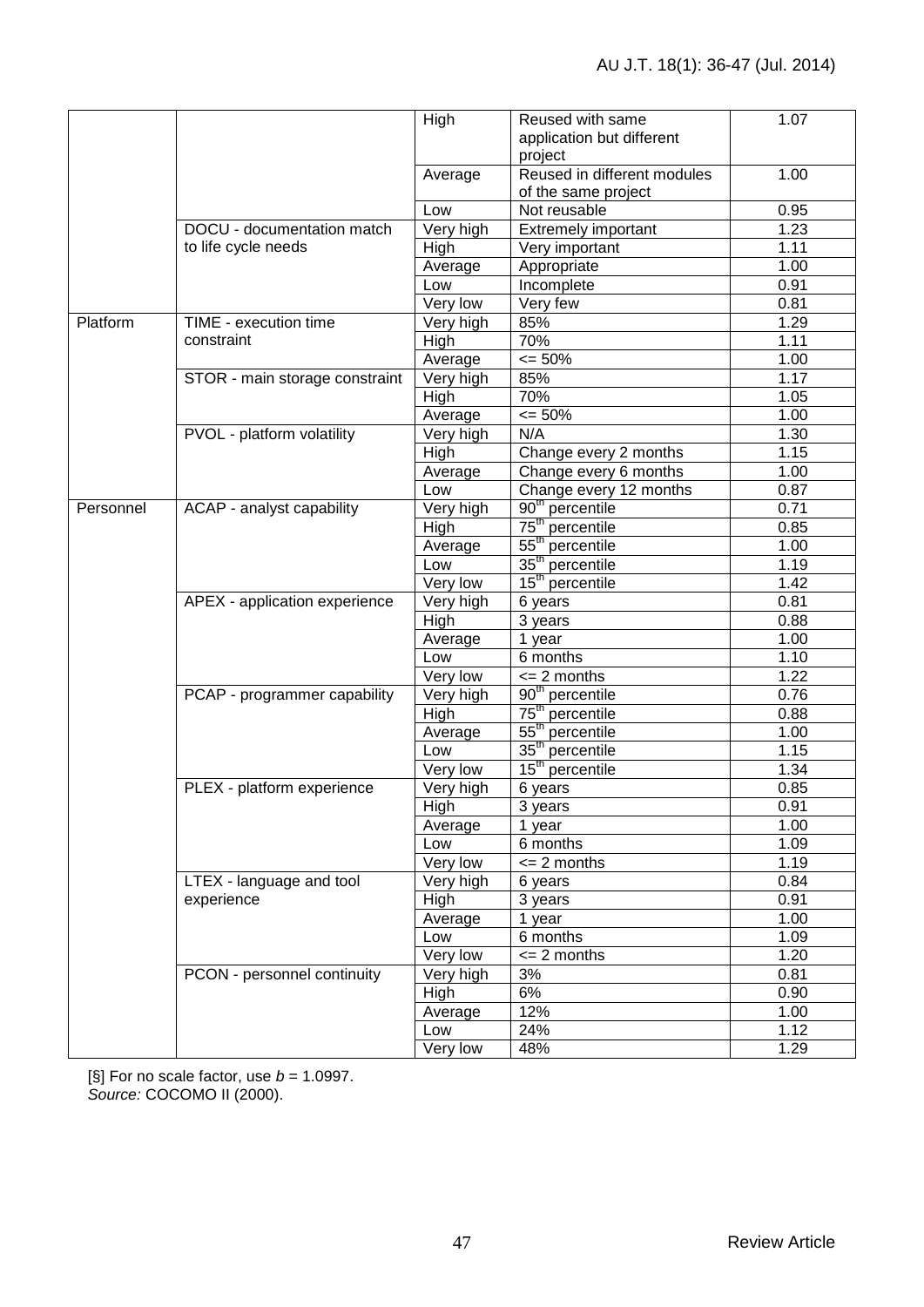| | | | | |
|---|---|---|---|---|
| | | High | Reused with same application but different project | 1.07 |
| | | Average | Reused in different modules of the same project | 1.00 |
| | | Low | Not reusable | 0.95 |
| | DOCU - documentation match to life cycle needs | Very high | Extremely important | 1.23 |
| | | High | Very important | 1.11 |
| | | Average | Appropriate | 1.00 |
| | | Low | Incomplete | 0.91 |
| | | Very low | Very few | 0.81 |
| Platform | TIME - execution time constraint | Very high | 85% | 1.29 |
| | | High | 70% | 1.11 |
| | | Average | <= 50% | 1.00 |
| | STOR - main storage constraint | Very high | 85% | 1.17 |
| | | High | 70% | 1.05 |
| | | Average | <= 50% | 1.00 |
| | PVOL - platform volatility | Very high | N/A | 1.30 |
| | | High | Change every 2 months | 1.15 |
| | | Average | Change every 6 months | 1.00 |
| | | Low | Change every 12 months | 0.87 |
| Personnel | ACAP - analyst capability | Very high | 90th percentile | 0.71 |
| | | High | 75th percentile | 0.85 |
| | | Average | 55th percentile | 1.00 |
| | | Low | 35th percentile | 1.19 |
| | | Very low | 15th percentile | 1.42 |
| | APEX - application experience | Very high | 6 years | 0.81 |
| | | High | 3 years | 0.88 |
| | | Average | 1 year | 1.00 |
| | | Low | 6 months | 1.10 |
| | | Very low | <= 2 months | 1.22 |
| | PCAP - programmer capability | Very high | 90th percentile | 0.76 |
| | | High | 75th percentile | 0.88 |
| | | Average | 55th percentile | 1.00 |
| | | Low | 35th percentile | 1.15 |
| | | Very low | 15th percentile | 1.34 |
| | PLEX - platform experience | Very high | 6 years | 0.85 |
| | | High | 3 years | 0.91 |
| | | Average | 1 year | 1.00 |
| | | Low | 6 months | 1.09 |
| | | Very low | <= 2 months | 1.19 |
| | LTEX - language and tool experience | Very high | 6 years | 0.84 |
| | | High | 3 years | 0.91 |
| | | Average | 1 year | 1.00 |
| | | Low | 6 months | 1.09 |
| | | Very low | <= 2 months | 1.20 |
| | PCON - personnel continuity | Very high | 3% | 0.81 |
| | | High | 6% | 0.90 |
| | | Average | 12% | 1.00 |
| | | Low | 24% | 1.12 |
| | | Very low | 48% | 1.29 |

[§] For no scale factor, use $b$ = 1.0997.
*Source:* COCOMO II (2000).